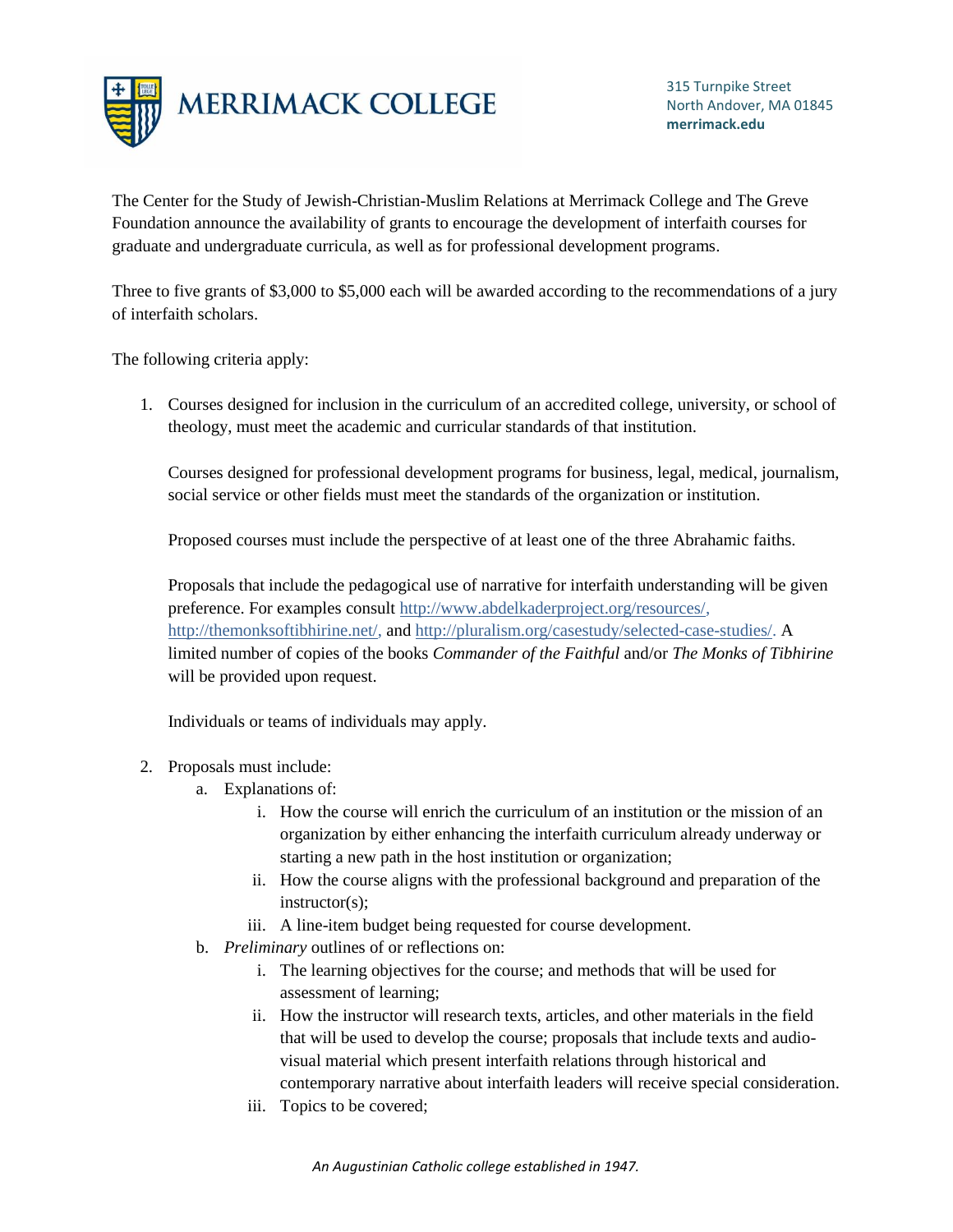**MERRIMACK COLLEGE**

315 Turnpike Street
North Andover, MA 01845
**merrimack.edu**

The Center for the Study of Jewish-Christian-Muslim Relations at Merrimack College and The Greve Foundation announce the availability of grants to encourage the development of interfaith courses for graduate and undergraduate curricula, as well as for professional development programs.

Three to five grants of $3,000 to $5,000 each will be awarded according to the recommendations of a jury of interfaith scholars.

The following criteria apply:

1. Courses designed for inclusion in the curriculum of an accredited college, university, or school of theology, must meet the academic and curricular standards of that institution.

   Courses designed for professional development programs for business, legal, medical, journalism, social service or other fields must meet the standards of the organization or institution.

   Proposed courses must include the perspective of at least one of the three Abrahamic faiths.

   Proposals that include the pedagogical use of narrative for interfaith understanding will be given preference. For examples consult http://www.abdelkaderproject.org/resources/, http://themonksoftibhirine.net/, and http://pluralism.org/casestudy/selected-case-studies/. A limited number of copies of the books *Commander of the Faithful* and/or *The Monks of Tibhirine* will be provided upon request.

   Individuals or teams of individuals may apply.

2. Proposals must include:
   a. Explanations of:
      i. How the course will enrich the curriculum of an institution or the mission of an organization by either enhancing the interfaith curriculum already underway or starting a new path in the host institution or organization;
      ii. How the course aligns with the professional background and preparation of the instructor(s);
      iii. A line-item budget being requested for course development.
   b. *Preliminary* outlines of or reflections on:
      i. The learning objectives for the course; and methods that will be used for assessment of learning;
      ii. How the instructor will research texts, articles, and other materials in the field that will be used to develop the course; proposals that include texts and audio-visual material which present interfaith relations through historical and contemporary narrative about interfaith leaders will receive special consideration.
      iii. Topics to be covered;

*An Augustinian Catholic college established in 1947.*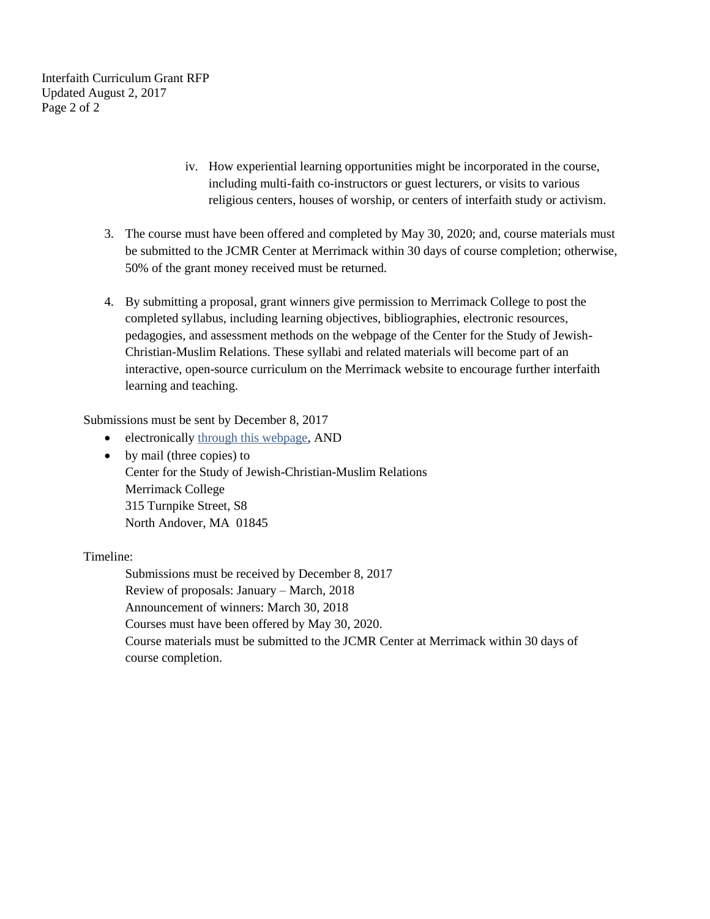iv. How experiential learning opportunities might be incorporated in the course, including multi-faith co-instructors or guest lecturers, or visits to various religious centers, houses of worship, or centers of interfaith study or activism.

3. The course must have been offered and completed by May 30, 2020; and, course materials must be submitted to the JCMR Center at Merrimack within 30 days of course completion; otherwise, 50% of the grant money received must be returned.

4. By submitting a proposal, grant winners give permission to Merrimack College to post the completed syllabus, including learning objectives, bibliographies, electronic resources, pedagogies, and assessment methods on the webpage of the Center for the Study of Jewish-Christian-Muslim Relations. These syllabi and related materials will become part of an interactive, open-source curriculum on the Merrimack website to encourage further interfaith learning and teaching.

Submissions must be sent by December 8, 2017

- electronically through this webpage, AND
- by mail (three copies) to
  Center for the Study of Jewish-Christian-Muslim Relations
  Merrimack College
  315 Turnpike Street, S8
  North Andover, MA 01845

Timeline:

Submissions must be received by December 8, 2017
Review of proposals: January – March, 2018
Announcement of winners: March 30, 2018
Courses must have been offered by May 30, 2020.
Course materials must be submitted to the JCMR Center at Merrimack within 30 days of course completion.